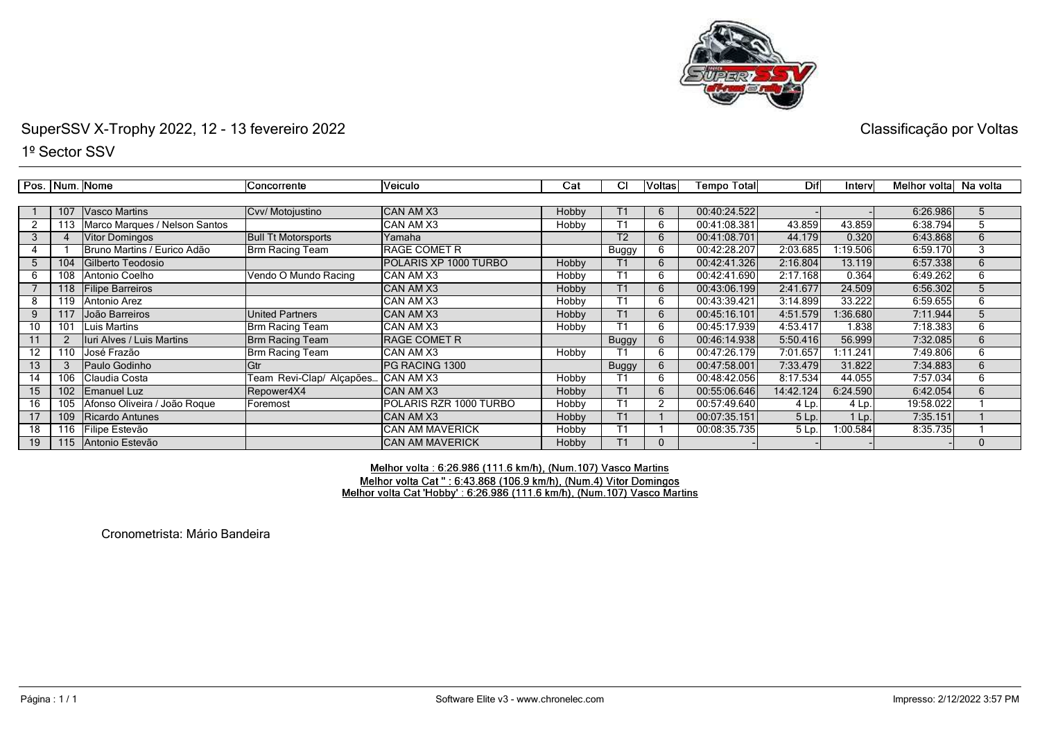# SuperSSV X-Trophy 2022, 12 - 13 fevereiro 2022

Classificação por Voltas

## 1º Sector SSV

| Pos. | Num. | Nome | Concorrente | Veiculo | Cat | Cl | Voltas | Tempo Total | Dif | Interv | Melhor volta | Na volta |
|---|---|---|---|---|---|---|---|---|---|---|---|---|
| 1 | 107 | Vasco Martins | Cvv/ Motojustino | CAN AM X3 | Hobby | T1 | 6 | 00:40:24.522 | - | - | 6:26.986 | 5 |
| 2 | 113 | Marco Marques / Nelson Santos | | CAN AM X3 | Hobby | T1 | 6 | 00:41:08.381 | 43.859 | 43.859 | 6:38.794 | 5 |
| 3 | 4 | Vitor Domingos | Bull Tt Motorsports | Yamaha | | T2 | 6 | 00:41:08.701 | 44.179 | 0.320 | 6:43.868 | 6 |
| 4 | 1 | Bruno Martins / Eurico Adão | Brm Racing Team | RAGE COMET R | | Buggy | 6 | 00:42:28.207 | 2:03.685 | 1:19.506 | 6:59.170 | 3 |
| 5 | 104 | Gilberto Teodosio | | POLARIS XP 1000 TURBO | Hobby | T1 | 6 | 00:42:41.326 | 2:16.804 | 13.119 | 6:57.338 | 6 |
| 6 | 108 | Antonio Coelho | Vendo O Mundo Racing | CAN AM X3 | Hobby | T1 | 6 | 00:42:41.690 | 2:17.168 | 0.364 | 6:49.262 | 6 |
| 7 | 118 | Filipe Barreiros | | CAN AM X3 | Hobby | T1 | 6 | 00:43:06.199 | 2:41.677 | 24.509 | 6:56.302 | 5 |
| 8 | 119 | Antonio Arez | | CAN AM X3 | Hobby | T1 | 6 | 00:43:39.421 | 3:14.899 | 33.222 | 6:59.655 | 6 |
| 9 | 117 | João Barreiros | United Partners | CAN AM X3 | Hobby | T1 | 6 | 00:45:16.101 | 4:51.579 | 1:36.680 | 7:11.944 | 5 |
| 10 | 101 | Luis Martins | Brm Racing Team | CAN AM X3 | Hobby | T1 | 6 | 00:45:17.939 | 4:53.417 | 1.838 | 7:18.383 | 6 |
| 11 | 2 | Iuri Alves / Luis Martins | Brm Racing Team | RAGE COMET R | | Buggy | 6 | 00:46:14.938 | 5:50.416 | 56.999 | 7:32.085 | 6 |
| 12 | 110 | José Frazão | Brm Racing Team | CAN AM X3 | Hobby | T1 | 6 | 00:47:26.179 | 7:01.657 | 1:11.241 | 7:49.806 | 6 |
| 13 | 3 | Paulo Godinho | Gtr | PG RACING 1300 | | Buggy | 6 | 00:47:58.001 | 7:33.479 | 31.822 | 7:34.883 | 6 |
| 14 | 106 | Claudia Costa | Team Revi-Clap/ Alçapões... | CAN AM X3 | Hobby | T1 | 6 | 00:48:42.056 | 8:17.534 | 44.055 | 7:57.034 | 6 |
| 15 | 102 | Emanuel Luz | Repower4X4 | CAN AM X3 | Hobby | T1 | 6 | 00:55:06.646 | 14:42.124 | 6:24.590 | 6:42.054 | 6 |
| 16 | 105 | Afonso Oliveira / João Roque | Foremost | POLARIS RZR 1000 TURBO | Hobby | T1 | 2 | 00:57:49.640 | 4 Lp. | 4 Lp. | 19:58.022 | 1 |
| 17 | 109 | Ricardo Antunes | | CAN AM X3 | Hobby | T1 | 1 | 00:07:35.151 | 5 Lp. | 1 Lp. | 7:35.151 | 1 |
| 18 | 116 | Filipe Estevão | | CAN AM MAVERICK | Hobby | T1 | 1 | 00:08:35.735 | 5 Lp. | 1:00.584 | 8:35.735 | 1 |
| 19 | 115 | Antonio Estevão | | CAN AM MAVERICK | Hobby | T1 | 0 | - | - | - | - | 0 |

Melhor volta : 6:26.986 (111.6 km/h), (Num.107) Vasco Martins
Melhor volta Cat '' : 6:43.868 (106.9 km/h), (Num.4) Vitor Domingos
Melhor volta Cat 'Hobby' : 6:26.986 (111.6 km/h), (Num.107) Vasco Martins

Cronometrista: Mário Bandeira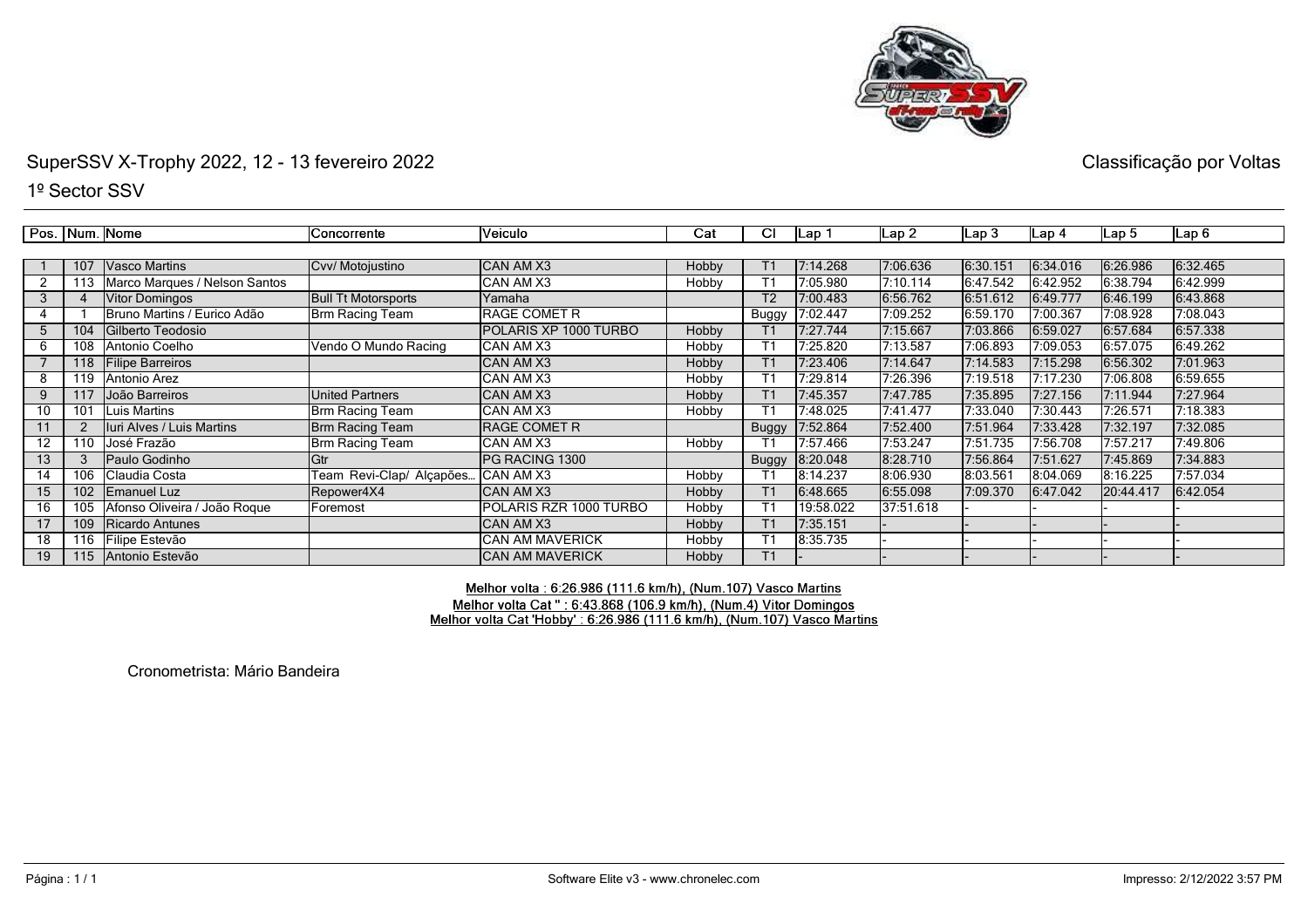# SuperSSV X-Trophy 2022, 12 - 13 fevereiro 2022

Classificação por Voltas

## 1º Sector SSV

| Pos. | Num. | Nome | Concorrente | Veiculo | Cat | Cl | Lap 1 | Lap 2 | Lap 3 | Lap 4 | Lap 5 | Lap 6 |
|---|---|---|---|---|---|---|---|---|---|---|---|---|
| 1 | 107 | Vasco Martins | Cvv/ Motojustino | CAN AM X3 | Hobby | T1 | 7:14.268 | 7:06.636 | 6:30.151 | 6:34.016 | 6:26.986 | 6:32.465 |
| 2 | 113 | Marco Marques / Nelson Santos | | CAN AM X3 | Hobby | T1 | 7:05.980 | 7:10.114 | 6:47.542 | 6:42.952 | 6:38.794 | 6:42.999 |
| 3 | 4 | Vitor Domingos | Bull Tt Motorsports | Yamaha | | T2 | 7:00.483 | 6:56.762 | 6:51.612 | 6:49.777 | 6:46.199 | 6:43.868 |
| 4 | 1 | Bruno Martins / Eurico Adão | Brm Racing Team | RAGE COMET R | | Buggy | 7:02.447 | 7:09.252 | 6:59.170 | 7:00.367 | 7:08.928 | 7:08.043 |
| 5 | 104 | Gilberto Teodosio | | POLARIS XP 1000 TURBO | Hobby | T1 | 7:27.744 | 7:15.667 | 7:03.866 | 6:59.027 | 6:57.684 | 6:57.338 |
| 6 | 108 | Antonio Coelho | Vendo O Mundo Racing | CAN AM X3 | Hobby | T1 | 7:25.820 | 7:13.587 | 7:06.893 | 7:09.053 | 6:57.075 | 6:49.262 |
| 7 | 118 | Filipe Barreiros | | CAN AM X3 | Hobby | T1 | 7:23.406 | 7:14.647 | 7:14.583 | 7:15.298 | 6:56.302 | 7:01.963 |
| 8 | 119 | Antonio Arez | | CAN AM X3 | Hobby | T1 | 7:29.814 | 7:26.396 | 7:19.518 | 7:17.230 | 7:06.808 | 6:59.655 |
| 9 | 117 | João Barreiros | United Partners | CAN AM X3 | Hobby | T1 | 7:45.357 | 7:47.785 | 7:35.895 | 7:27.156 | 7:11.944 | 7:27.964 |
| 10 | 101 | Luis Martins | Brm Racing Team | CAN AM X3 | Hobby | T1 | 7:48.025 | 7:41.477 | 7:33.040 | 7:30.443 | 7:26.571 | 7:18.383 |
| 11 | 2 | Iuri Alves / Luis Martins | Brm Racing Team | RAGE COMET R | | Buggy | 7:52.864 | 7:52.400 | 7:51.964 | 7:33.428 | 7:32.197 | 7:32.085 |
| 12 | 110 | José Frazão | Brm Racing Team | CAN AM X3 | Hobby | T1 | 7:57.466 | 7:53.247 | 7:51.735 | 7:56.708 | 7:57.217 | 7:49.806 |
| 13 | 3 | Paulo Godinho | Gtr | PG RACING 1300 | | Buggy | 8:20.048 | 8:28.710 | 7:56.864 | 7:51.627 | 7:45.869 | 7:34.883 |
| 14 | 106 | Claudia Costa | Team Revi-Clap/ Alçapões... | CAN AM X3 | Hobby | T1 | 8:14.237 | 8:06.930 | 8:03.561 | 8:04.069 | 8:16.225 | 7:57.034 |
| 15 | 102 | Emanuel Luz | Repower4X4 | CAN AM X3 | Hobby | T1 | 6:48.665 | 6:55.098 | 7:09.370 | 6:47.042 | 20:44.417 | 6:42.054 |
| 16 | 105 | Afonso Oliveira / João Roque | Foremost | POLARIS RZR 1000 TURBO | Hobby | T1 | 19:58.022 | 37:51.618 | - | - | - | - |
| 17 | 109 | Ricardo Antunes | | CAN AM X3 | Hobby | T1 | 7:35.151 | - | - | - | - | - |
| 18 | 116 | Filipe Estevão | | CAN AM MAVERICK | Hobby | T1 | 8:35.735 | - | - | - | - | - |
| 19 | 115 | Antonio Estevão | | CAN AM MAVERICK | Hobby | T1 | - | - | - | - | - | - |

Melhor volta : 6:26.986 (111.6 km/h), (Num.107) Vasco Martins
Melhor volta Cat '' : 6:43.868 (106.9 km/h), (Num.4) Vitor Domingos
Melhor volta Cat 'Hobby' : 6:26.986 (111.6 km/h), (Num.107) Vasco Martins

Cronometrista: Mário Bandeira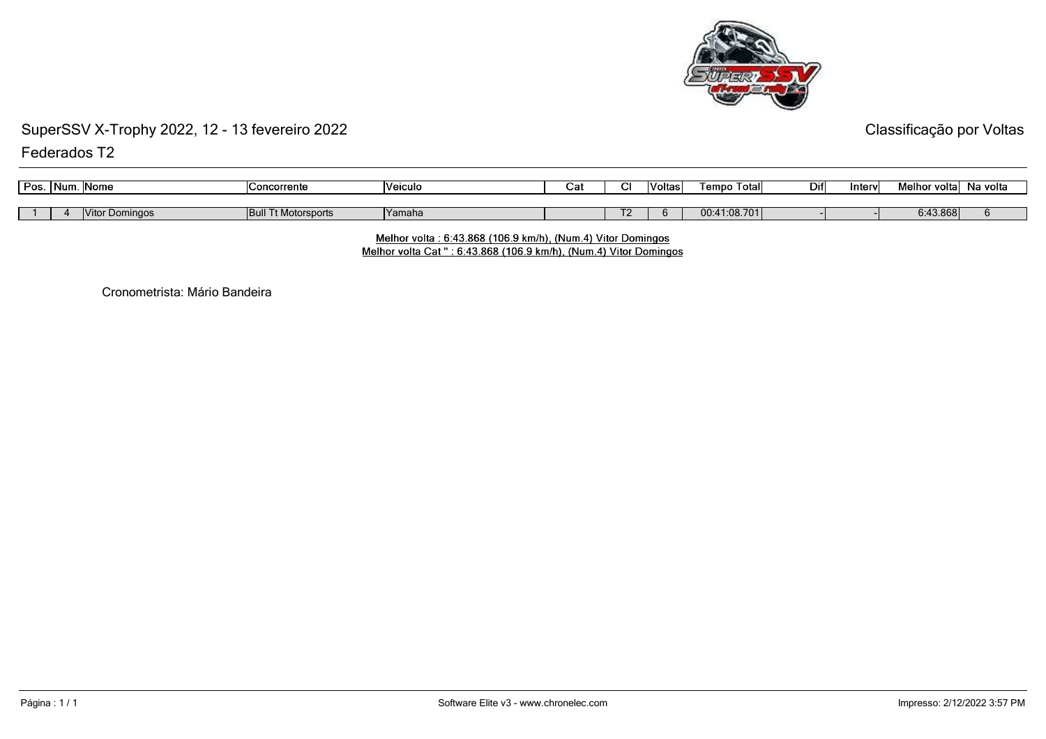# SuperSSV X-Trophy 2022, 12 - 13 fevereiro 2022

Classificação por Voltas

## Federados T2

| Pos. | Num. | Nome | Concorrente | Veiculo | Cat | Cl | Voltas | Tempo Total | Dif | Interv | Melhor volta | Na volta |
|---|---|---|---|---|---|---|---|---|---|---|---|---|
| 1 | 4 | Vitor Domingos | Bull Tt Motorsports | Yamaha | | T2 | 6 | 00:41:08.701 | - | - | 6:43.868 | 6 |

Melhor volta : 6:43.868 (106.9 km/h), (Num.4) Vitor Domingos
Melhor volta Cat " : 6:43.868 (106.9 km/h), (Num.4) Vitor Domingos

Cronometrista: Mário Bandeira

Software Elite v3 - www.chronelec.com

Impresso: 2/12/2022 3:57 PM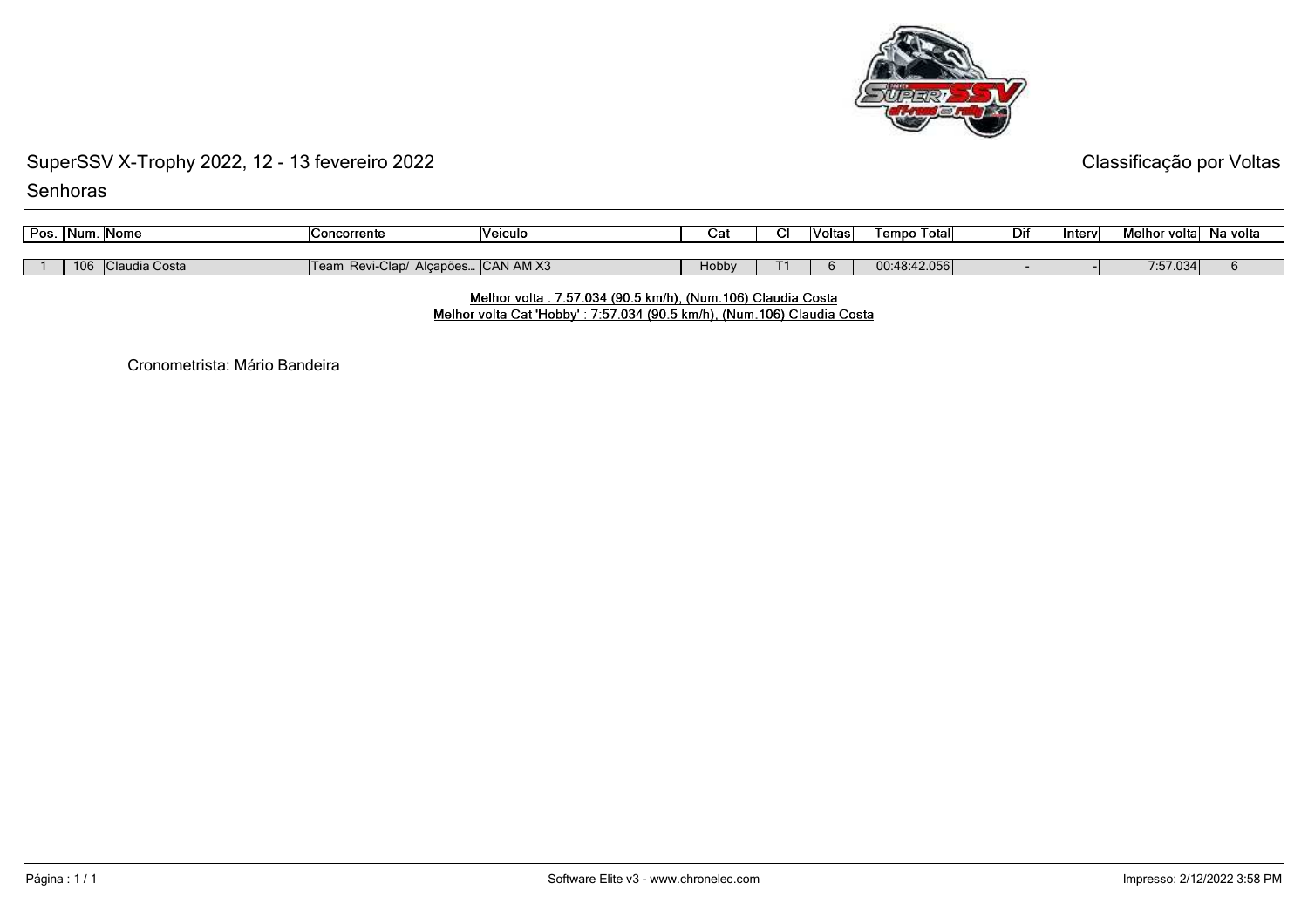# SuperSSV X-Trophy 2022, 12 - 13 fevereiro 2022

Classificação por Voltas

## Senhoras

| Pos. | Num. | Nome | Concorrente | Veiculo | Cat | Cl | Voltas | Tempo Total | Dif | Interv | Melhor volta | Na volta |
|---|---|---|---|---|---|---|---|---|---|---|---|---|
| 1 | 106 | Claudia Costa | Team Revi-Clap/ Alçapões... | CAN AM X3 | Hobby | T1 | 6 | 00:48:42.056 | - | - | 7:57.034 | 6 |

Melhor volta : 7:57.034 (90.5 km/h), (Num.106) Claudia Costa
Melhor volta Cat 'Hobby' : 7:57.034 (90.5 km/h), (Num.106) Claudia Costa

Cronometrista: Mário Bandeira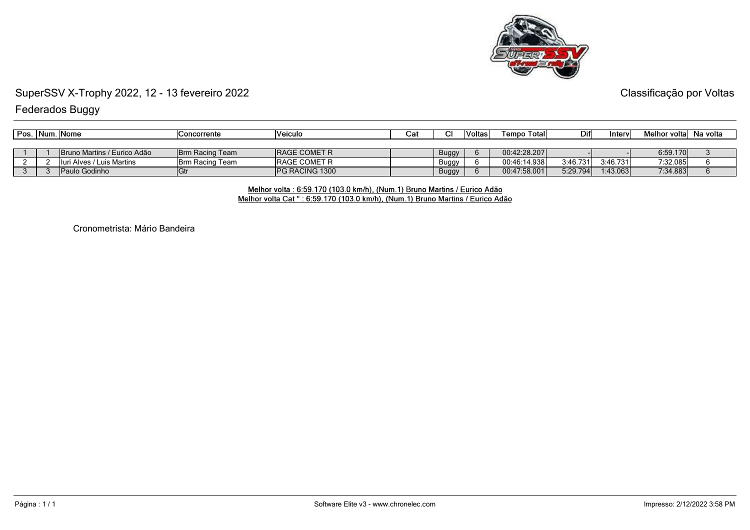# SuperSSV X-Trophy 2022, 12 - 13 fevereiro 2022

Classificação por Voltas

## Federados Buggy

| Pos. | Num. | Nome | Concorrente | Veiculo | Cat | Cl | Voltas | Tempo Total | Dif | Interv | Melhor volta | Na volta |
|---|---|---|---|---|---|---|---|---|---|---|---|---|
| 1 | 1 | Bruno Martins / Eurico Adão | Brm Racing Team | RAGE COMET R | | Buggy | 6 | 00:42:28.207 | - | - | 6:59.170 | 3 |
| 2 | 2 | Iuri Alves / Luis Martins | Brm Racing Team | RAGE COMET R | | Buggy | 6 | 00:46:14.938 | 3:46.731 | 3:46.731 | 7:32.085 | 6 |
| 3 | 3 | Paulo Godinho | Gtr | PG RACING 1300 | | Buggy | 6 | 00:47:58.001 | 5:29.794 | 1:43.063 | 7:34.883 | 6 |

Melhor volta : 6:59.170 (103.0 km/h), (Num.1) Bruno Martins / Eurico Adão

Melhor volta Cat '' : 6:59.170 (103.0 km/h), (Num.1) Bruno Martins / Eurico Adão

Cronometrista: Mário Bandeira

Software Elite v3 - www.chronelec.com

Impresso: 2/12/2022 3:58 PM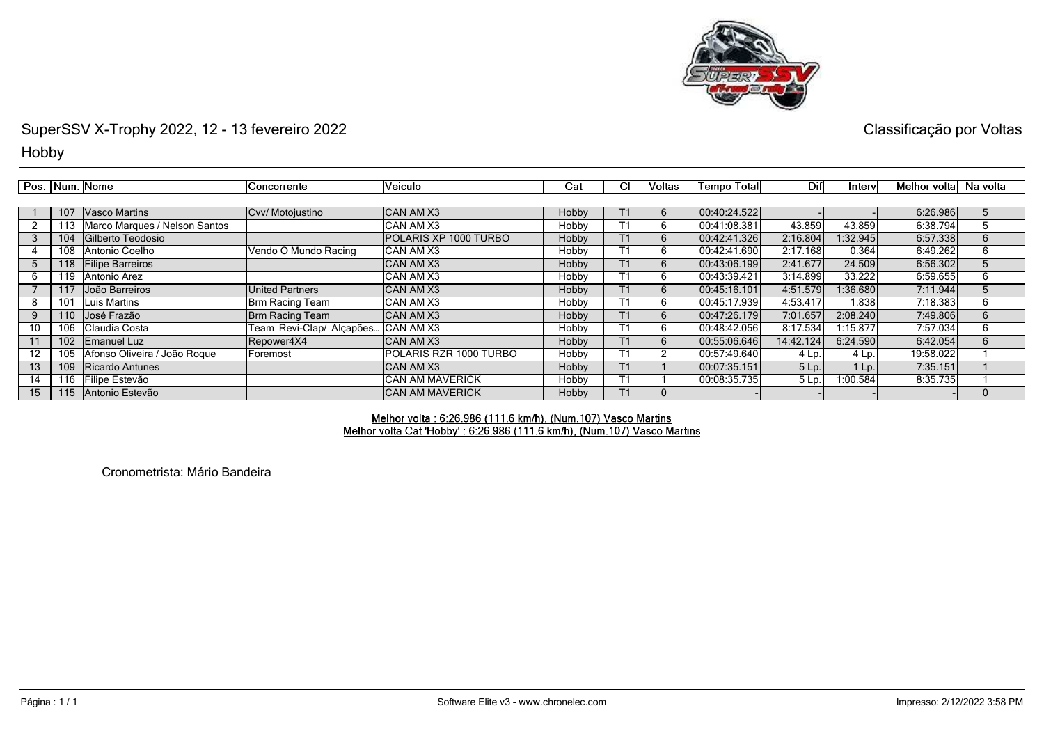SuperSSV X-Trophy 2022, 12 - 13 fevereiro 2022

Classificação por Voltas

Hobby

| Pos. | Num. | Nome | Concorrente | Veiculo | Cat | Cl | Voltas | Tempo Total | Dif | Interv | Melhor volta | Na volta |
|---|---|---|---|---|---|---|---|---|---|---|---|---|
| 1 | 107 | Vasco Martins | Cvv/ Motojustino | CAN AM X3 | Hobby | T1 | 6 | 00:40:24.522 | - | - | 6:26.986 | 5 |
| 2 | 113 | Marco Marques / Nelson Santos | | CAN AM X3 | Hobby | T1 | 6 | 00:41:08.381 | 43.859 | 43.859 | 6:38.794 | 5 |
| 3 | 104 | Gilberto Teodosio | | POLARIS XP 1000 TURBO | Hobby | T1 | 6 | 00:42:41.326 | 2:16.804 | 1:32.945 | 6:57.338 | 6 |
| 4 | 108 | Antonio Coelho | Vendo O Mundo Racing | CAN AM X3 | Hobby | T1 | 6 | 00:42:41.690 | 2:17.168 | 0.364 | 6:49.262 | 6 |
| 5 | 118 | Filipe Barreiros | | CAN AM X3 | Hobby | T1 | 6 | 00:43:06.199 | 2:41.677 | 24.509 | 6:56.302 | 5 |
| 6 | 119 | Antonio Arez | | CAN AM X3 | Hobby | T1 | 6 | 00:43:39.421 | 3:14.899 | 33.222 | 6:59.655 | 6 |
| 7 | 117 | João Barreiros | United Partners | CAN AM X3 | Hobby | T1 | 6 | 00:45:16.101 | 4:51.579 | 1:36.680 | 7:11.944 | 5 |
| 8 | 101 | Luis Martins | Brm Racing Team | CAN AM X3 | Hobby | T1 | 6 | 00:45:17.939 | 4:53.417 | 1.838 | 7:18.383 | 6 |
| 9 | 110 | José Frazão | Brm Racing Team | CAN AM X3 | Hobby | T1 | 6 | 00:47:26.179 | 7:01.657 | 2:08.240 | 7:49.806 | 6 |
| 10 | 106 | Claudia Costa | Team Revi-Clap/ Alçapões... | CAN AM X3 | Hobby | T1 | 6 | 00:48:42.056 | 8:17.534 | 1:15.877 | 7:57.034 | 6 |
| 11 | 102 | Emanuel Luz | Repower4X4 | CAN AM X3 | Hobby | T1 | 6 | 00:55:06.646 | 14:42.124 | 6:24.590 | 6:42.054 | 6 |
| 12 | 105 | Afonso Oliveira / João Roque | Foremost | POLARIS RZR 1000 TURBO | Hobby | T1 | 2 | 00:57:49.640 | 4 Lp. | 4 Lp. | 19:58.022 | 1 |
| 13 | 109 | Ricardo Antunes | | CAN AM X3 | Hobby | T1 | 1 | 00:07:35.151 | 5 Lp. | 1 Lp. | 7:35.151 | 1 |
| 14 | 116 | Filipe Estevão | | CAN AM MAVERICK | Hobby | T1 | 1 | 00:08:35.735 | 5 Lp. | 1:00.584 | 8:35.735 | 1 |
| 15 | 115 | Antonio Estevão | | CAN AM MAVERICK | Hobby | T1 | 0 | - | - | - | - | 0 |

Melhor volta : 6:26.986 (111.6 km/h), (Num.107) Vasco Martins

Melhor volta Cat 'Hobby' : 6:26.986 (111.6 km/h), (Num.107) Vasco Martins

Cronometrista: Mário Bandeira

Software Elite v3 - www.chronelec.com

Impresso: 2/12/2022 3:58 PM